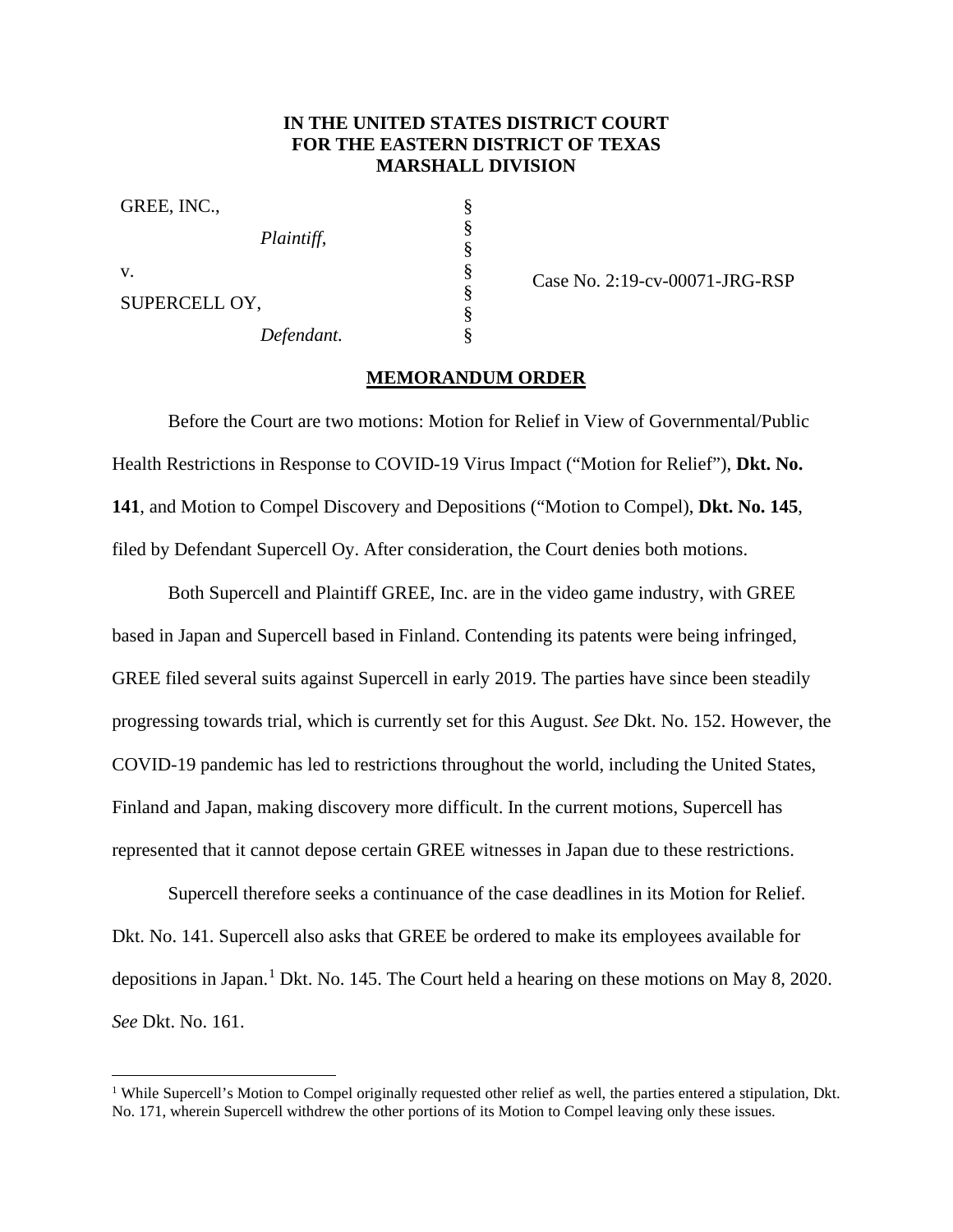**IN THE UNITED STATES DISTRICT COURT**
**FOR THE EASTERN DISTRICT OF TEXAS**
**MARSHALL DIVISION**

| | | |
|---|---|---|
| GREE, INC., | § | |
| *Plaintiff*, | § | |
| | § | |
| v. | § | Case No. 2:19-cv-00071-JRG-RSP |
| | § | |
| SUPERCELL OY, | § | |
| *Defendant.* | § | |

**MEMORANDUM ORDER**

Before the Court are two motions: Motion for Relief in View of Governmental/Public Health Restrictions in Response to COVID-19 Virus Impact ("Motion for Relief"), **Dkt. No. 141**, and Motion to Compel Discovery and Depositions ("Motion to Compel), **Dkt. No. 145**, filed by Defendant Supercell Oy. After consideration, the Court denies both motions.

Both Supercell and Plaintiff GREE, Inc. are in the video game industry, with GREE based in Japan and Supercell based in Finland. Contending its patents were being infringed, GREE filed several suits against Supercell in early 2019. The parties have since been steadily progressing towards trial, which is currently set for this August. *See* Dkt. No. 152. However, the COVID-19 pandemic has led to restrictions throughout the world, including the United States, Finland and Japan, making discovery more difficult. In the current motions, Supercell has represented that it cannot depose certain GREE witnesses in Japan due to these restrictions.

Supercell therefore seeks a continuance of the case deadlines in its Motion for Relief. Dkt. No. 141. Supercell also asks that GREE be ordered to make its employees available for depositions in Japan.[1] Dkt. No. 145. The Court held a hearing on these motions on May 8, 2020. *See* Dkt. No. 161.

[1] While Supercell's Motion to Compel originally requested other relief as well, the parties entered a stipulation, Dkt. No. 171, wherein Supercell withdrew the other portions of its Motion to Compel leaving only these issues.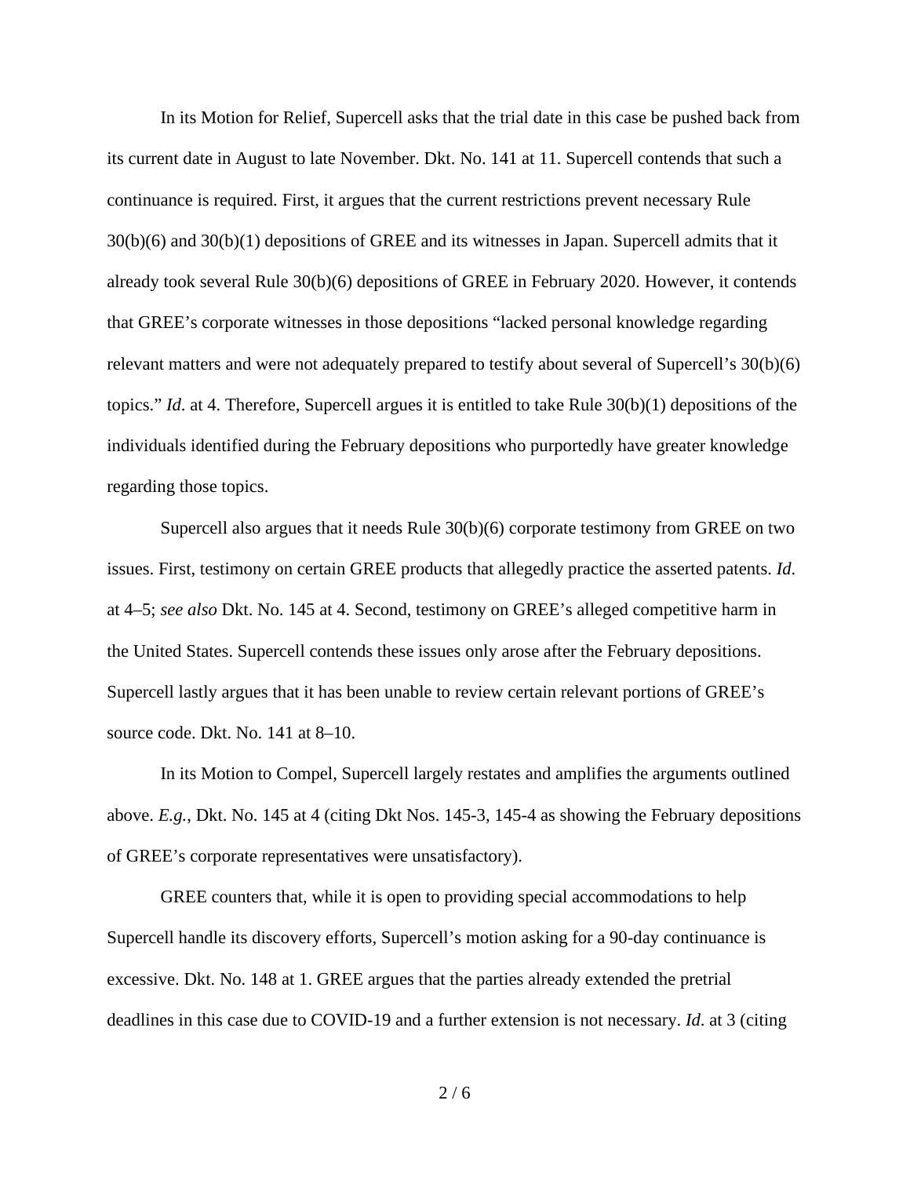In its Motion for Relief, Supercell asks that the trial date in this case be pushed back from its current date in August to late November. Dkt. No. 141 at 11. Supercell contends that such a continuance is required. First, it argues that the current restrictions prevent necessary Rule 30(b)(6) and 30(b)(1) depositions of GREE and its witnesses in Japan. Supercell admits that it already took several Rule 30(b)(6) depositions of GREE in February 2020. However, it contends that GREE's corporate witnesses in those depositions "lacked personal knowledge regarding relevant matters and were not adequately prepared to testify about several of Supercell's 30(b)(6) topics." *Id*. at 4. Therefore, Supercell argues it is entitled to take Rule 30(b)(1) depositions of the individuals identified during the February depositions who purportedly have greater knowledge regarding those topics.

Supercell also argues that it needs Rule 30(b)(6) corporate testimony from GREE on two issues. First, testimony on certain GREE products that allegedly practice the asserted patents. *Id*. at 4–5; *see also* Dkt. No. 145 at 4. Second, testimony on GREE's alleged competitive harm in the United States. Supercell contends these issues only arose after the February depositions. Supercell lastly argues that it has been unable to review certain relevant portions of GREE's source code. Dkt. No. 141 at 8–10.

In its Motion to Compel, Supercell largely restates and amplifies the arguments outlined above. *E.g.*, Dkt. No. 145 at 4 (citing Dkt Nos. 145-3, 145-4 as showing the February depositions of GREE's corporate representatives were unsatisfactory).

GREE counters that, while it is open to providing special accommodations to help Supercell handle its discovery efforts, Supercell's motion asking for a 90-day continuance is excessive. Dkt. No. 148 at 1. GREE argues that the parties already extended the pretrial deadlines in this case due to COVID-19 and a further extension is not necessary. *Id*. at 3 (citing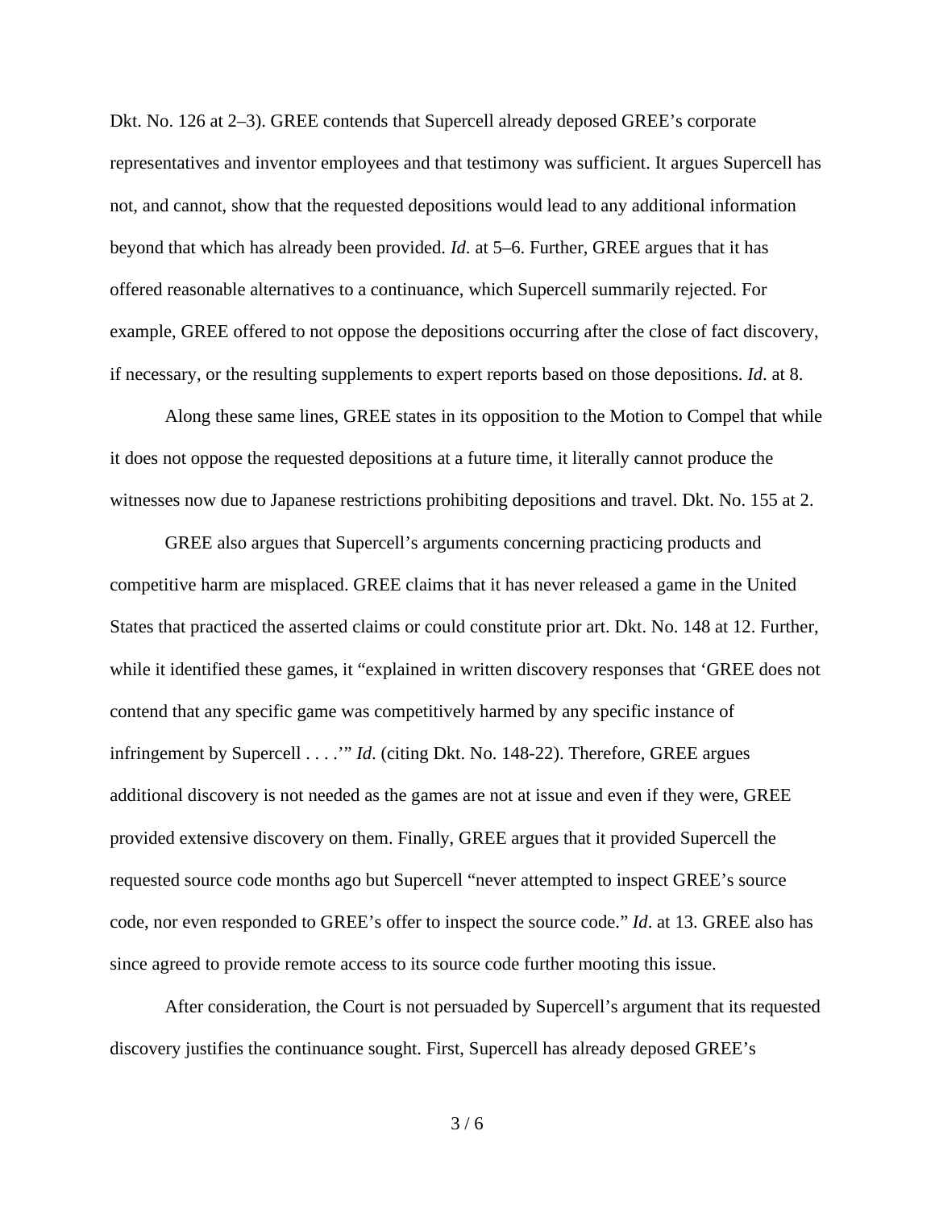Dkt. No. 126 at 2–3). GREE contends that Supercell already deposed GREE's corporate representatives and inventor employees and that testimony was sufficient. It argues Supercell has not, and cannot, show that the requested depositions would lead to any additional information beyond that which has already been provided. *Id.* at 5–6. Further, GREE argues that it has offered reasonable alternatives to a continuance, which Supercell summarily rejected. For example, GREE offered to not oppose the depositions occurring after the close of fact discovery, if necessary, or the resulting supplements to expert reports based on those depositions. *Id.* at 8.

Along these same lines, GREE states in its opposition to the Motion to Compel that while it does not oppose the requested depositions at a future time, it literally cannot produce the witnesses now due to Japanese restrictions prohibiting depositions and travel. Dkt. No. 155 at 2.

GREE also argues that Supercell's arguments concerning practicing products and competitive harm are misplaced. GREE claims that it has never released a game in the United States that practiced the asserted claims or could constitute prior art. Dkt. No. 148 at 12. Further, while it identified these games, it "explained in written discovery responses that 'GREE does not contend that any specific game was competitively harmed by any specific instance of infringement by Supercell . . . .'" *Id.* (citing Dkt. No. 148-22). Therefore, GREE argues additional discovery is not needed as the games are not at issue and even if they were, GREE provided extensive discovery on them. Finally, GREE argues that it provided Supercell the requested source code months ago but Supercell "never attempted to inspect GREE's source code, nor even responded to GREE's offer to inspect the source code." *Id*. at 13. GREE also has since agreed to provide remote access to its source code further mooting this issue.

After consideration, the Court is not persuaded by Supercell's argument that its requested discovery justifies the continuance sought. First, Supercell has already deposed GREE's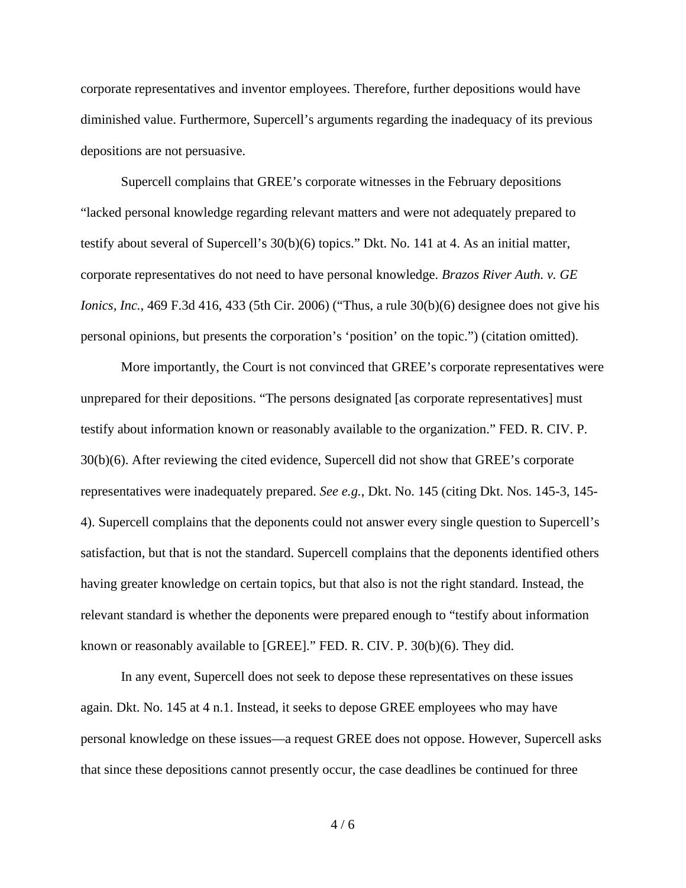corporate representatives and inventor employees. Therefore, further depositions would have diminished value. Furthermore, Supercell's arguments regarding the inadequacy of its previous depositions are not persuasive.

Supercell complains that GREE's corporate witnesses in the February depositions "lacked personal knowledge regarding relevant matters and were not adequately prepared to testify about several of Supercell's 30(b)(6) topics." Dkt. No. 141 at 4. As an initial matter, corporate representatives do not need to have personal knowledge. *Brazos River Auth. v. GE Ionics, Inc.*, 469 F.3d 416, 433 (5th Cir. 2006) ("Thus, a rule 30(b)(6) designee does not give his personal opinions, but presents the corporation's 'position' on the topic.") (citation omitted).

More importantly, the Court is not convinced that GREE's corporate representatives were unprepared for their depositions. "The persons designated [as corporate representatives] must testify about information known or reasonably available to the organization." FED. R. CIV. P. 30(b)(6). After reviewing the cited evidence, Supercell did not show that GREE's corporate representatives were inadequately prepared. *See e.g.*, Dkt. No. 145 (citing Dkt. Nos. 145-3, 145-4). Supercell complains that the deponents could not answer every single question to Supercell's satisfaction, but that is not the standard. Supercell complains that the deponents identified others having greater knowledge on certain topics, but that also is not the right standard. Instead, the relevant standard is whether the deponents were prepared enough to "testify about information known or reasonably available to [GREE]." FED. R. CIV. P. 30(b)(6). They did.

In any event, Supercell does not seek to depose these representatives on these issues again. Dkt. No. 145 at 4 n.1. Instead, it seeks to depose GREE employees who may have personal knowledge on these issues—a request GREE does not oppose. However, Supercell asks that since these depositions cannot presently occur, the case deadlines be continued for three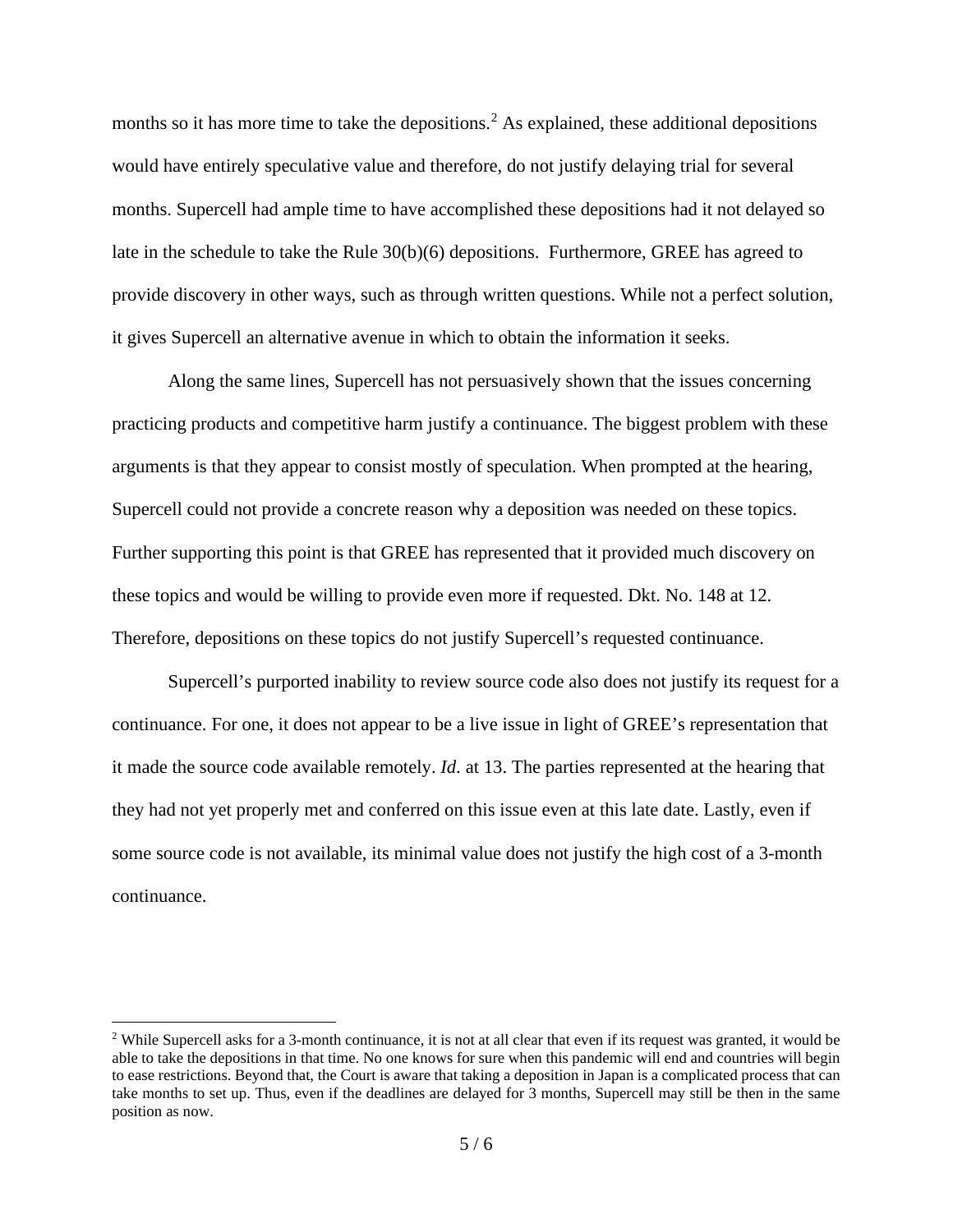months so it has more time to take the depositions.[2] As explained, these additional depositions would have entirely speculative value and therefore, do not justify delaying trial for several months. Supercell had ample time to have accomplished these depositions had it not delayed so late in the schedule to take the Rule 30(b)(6) depositions. Furthermore, GREE has agreed to provide discovery in other ways, such as through written questions. While not a perfect solution, it gives Supercell an alternative avenue in which to obtain the information it seeks.

Along the same lines, Supercell has not persuasively shown that the issues concerning practicing products and competitive harm justify a continuance. The biggest problem with these arguments is that they appear to consist mostly of speculation. When prompted at the hearing, Supercell could not provide a concrete reason why a deposition was needed on these topics. Further supporting this point is that GREE has represented that it provided much discovery on these topics and would be willing to provide even more if requested. Dkt. No. 148 at 12. Therefore, depositions on these topics do not justify Supercell's requested continuance.

Supercell's purported inability to review source code also does not justify its request for a continuance. For one, it does not appear to be a live issue in light of GREE's representation that it made the source code available remotely. *Id.* at 13. The parties represented at the hearing that they had not yet properly met and conferred on this issue even at this late date. Lastly, even if some source code is not available, its minimal value does not justify the high cost of a 3-month continuance.

[2] While Supercell asks for a 3-month continuance, it is not at all clear that even if its request was granted, it would be able to take the depositions in that time. No one knows for sure when this pandemic will end and countries will begin to ease restrictions. Beyond that, the Court is aware that taking a deposition in Japan is a complicated process that can take months to set up. Thus, even if the deadlines are delayed for 3 months, Supercell may still be then in the same position as now.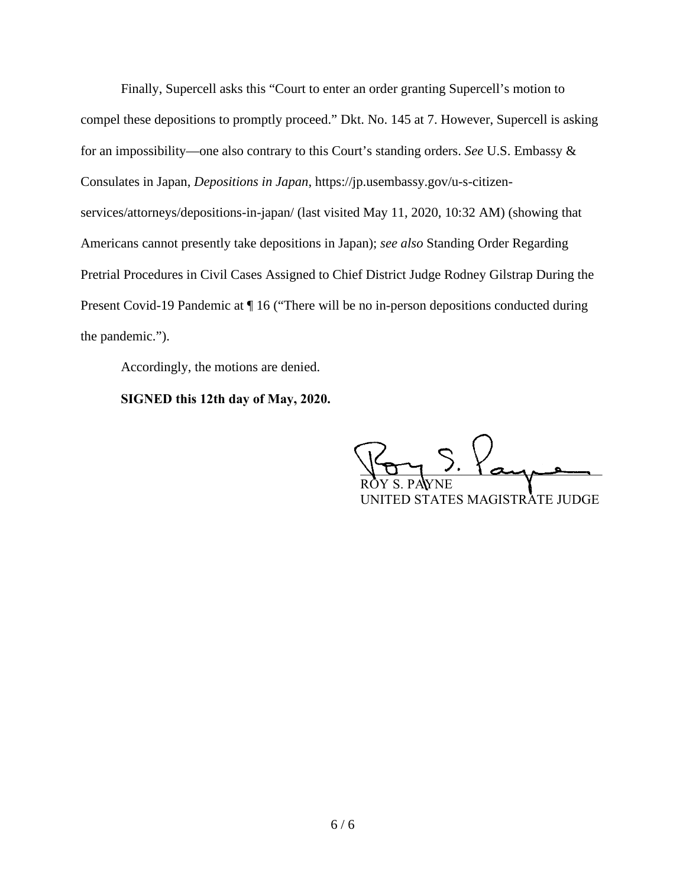Finally, Supercell asks this "Court to enter an order granting Supercell's motion to compel these depositions to promptly proceed." Dkt. No. 145 at 7. However, Supercell is asking for an impossibility—one also contrary to this Court's standing orders. *See* U.S. Embassy & Consulates in Japan, *Depositions in Japan*, https://jp.usembassy.gov/u-s-citizen-services/attorneys/depositions-in-japan/ (last visited May 11, 2020, 10:32 AM) (showing that Americans cannot presently take depositions in Japan); *see also* Standing Order Regarding Pretrial Procedures in Civil Cases Assigned to Chief District Judge Rodney Gilstrap During the Present Covid-19 Pandemic at ¶ 16 ("There will be no in-person depositions conducted during the pandemic.").

Accordingly, the motions are denied.

**SIGNED this 12th day of May, 2020.**

ROY S. PAYNE
UNITED STATES MAGISTRATE JUDGE